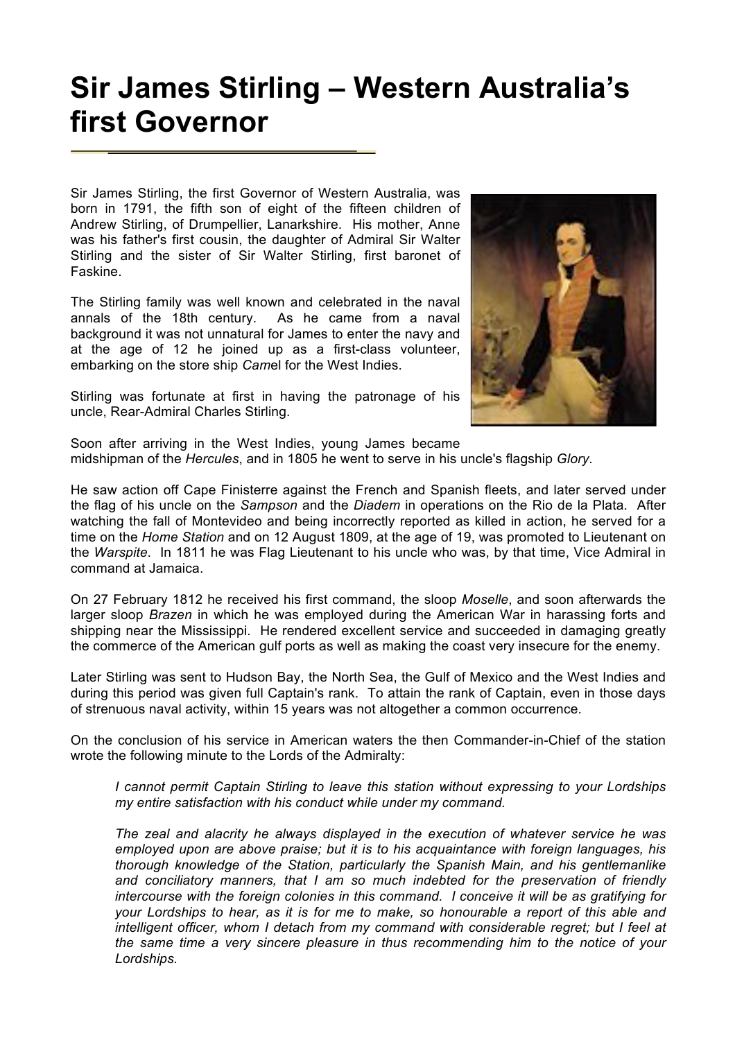# Sir James Stirling – Western Australia's first Governor

Sir James Stirling, the first Governor of Western Australia, was born in 1791, the fifth son of eight of the fifteen children of Andrew Stirling, of Drumpellier, Lanarkshire. His mother, Anne was his father's first cousin, the daughter of Admiral Sir Walter Stirling and the sister of Sir Walter Stirling, first baronet of Faskine.

The Stirling family was well known and celebrated in the naval annals of the 18th century. As he came from a naval background it was not unnatural for James to enter the navy and at the age of 12 he joined up as a first-class volunteer, embarking on the store ship *Camel* for the West Indies.

Stirling was fortunate at first in having the patronage of his uncle, Rear-Admiral Charles Stirling.

Soon after arriving in the West Indies, young James became midshipman of the *Hercules*, and in 1805 he went to serve in his uncle's flagship *Glory*.

He saw action off Cape Finisterre against the French and Spanish fleets, and later served under the flag of his uncle on the *Sampson* and the *Diadem* in operations on the Rio de la Plata. After watching the fall of Montevideo and being incorrectly reported as killed in action, he served for a time on the *Home Station* and on 12 August 1809, at the age of 19, was promoted to Lieutenant on the *Warspite*. In 1811 he was Flag Lieutenant to his uncle who was, by that time, Vice Admiral in command at Jamaica.

On 27 February 1812 he received his first command, the sloop *Moselle*, and soon afterwards the larger sloop *Brazen* in which he was employed during the American War in harassing forts and shipping near the Mississippi. He rendered excellent service and succeeded in damaging greatly the commerce of the American gulf ports as well as making the coast very insecure for the enemy.

Later Stirling was sent to Hudson Bay, the North Sea, the Gulf of Mexico and the West Indies and during this period was given full Captain's rank. To attain the rank of Captain, even in those days of strenuous naval activity, within 15 years was not altogether a common occurrence.

On the conclusion of his service in American waters the then Commander-in-Chief of the station wrote the following minute to the Lords of the Admiralty:

> *I cannot permit Captain Stirling to leave this station without expressing to your Lordships my entire satisfaction with his conduct while under my command.*
>
> *The zeal and alacrity he always displayed in the execution of whatever service he was employed upon are above praise; but it is to his acquaintance with foreign languages, his thorough knowledge of the Station, particularly the Spanish Main, and his gentlemanlike and conciliatory manners, that I am so much indebted for the preservation of friendly intercourse with the foreign colonies in this command. I conceive it will be as gratifying for your Lordships to hear, as it is for me to make, so honourable a report of this able and intelligent officer, whom I detach from my command with considerable regret; but I feel at the same time a very sincere pleasure in thus recommending him to the notice of your Lordships.*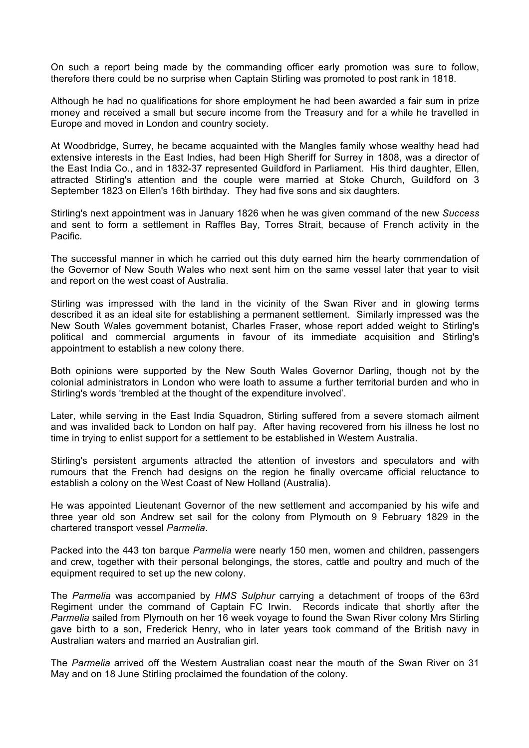On such a report being made by the commanding officer early promotion was sure to follow, therefore there could be no surprise when Captain Stirling was promoted to post rank in 1818.

Although he had no qualifications for shore employment he had been awarded a fair sum in prize money and received a small but secure income from the Treasury and for a while he travelled in Europe and moved in London and country society.

At Woodbridge, Surrey, he became acquainted with the Mangles family whose wealthy head had extensive interests in the East Indies, had been High Sheriff for Surrey in 1808, was a director of the East India Co., and in 1832-37 represented Guildford in Parliament. His third daughter, Ellen, attracted Stirling's attention and the couple were married at Stoke Church, Guildford on 3 September 1823 on Ellen's 16th birthday. They had five sons and six daughters.

Stirling's next appointment was in January 1826 when he was given command of the new *Success* and sent to form a settlement in Raffles Bay, Torres Strait, because of French activity in the Pacific.

The successful manner in which he carried out this duty earned him the hearty commendation of the Governor of New South Wales who next sent him on the same vessel later that year to visit and report on the west coast of Australia.

Stirling was impressed with the land in the vicinity of the Swan River and in glowing terms described it as an ideal site for establishing a permanent settlement. Similarly impressed was the New South Wales government botanist, Charles Fraser, whose report added weight to Stirling's political and commercial arguments in favour of its immediate acquisition and Stirling's appointment to establish a new colony there.

Both opinions were supported by the New South Wales Governor Darling, though not by the colonial administrators in London who were loath to assume a further territorial burden and who in Stirling's words 'trembled at the thought of the expenditure involved'.

Later, while serving in the East India Squadron, Stirling suffered from a severe stomach ailment and was invalided back to London on half pay. After having recovered from his illness he lost no time in trying to enlist support for a settlement to be established in Western Australia.

Stirling's persistent arguments attracted the attention of investors and speculators and with rumours that the French had designs on the region he finally overcame official reluctance to establish a colony on the West Coast of New Holland (Australia).

He was appointed Lieutenant Governor of the new settlement and accompanied by his wife and three year old son Andrew set sail for the colony from Plymouth on 9 February 1829 in the chartered transport vessel *Parmelia*.

Packed into the 443 ton barque *Parmelia* were nearly 150 men, women and children, passengers and crew, together with their personal belongings, the stores, cattle and poultry and much of the equipment required to set up the new colony.

The *Parmelia* was accompanied by *HMS Sulphur* carrying a detachment of troops of the 63rd Regiment under the command of Captain FC Irwin. Records indicate that shortly after the *Parmelia* sailed from Plymouth on her 16 week voyage to found the Swan River colony Mrs Stirling gave birth to a son, Frederick Henry, who in later years took command of the British navy in Australian waters and married an Australian girl.

The *Parmelia* arrived off the Western Australian coast near the mouth of the Swan River on 31 May and on 18 June Stirling proclaimed the foundation of the colony.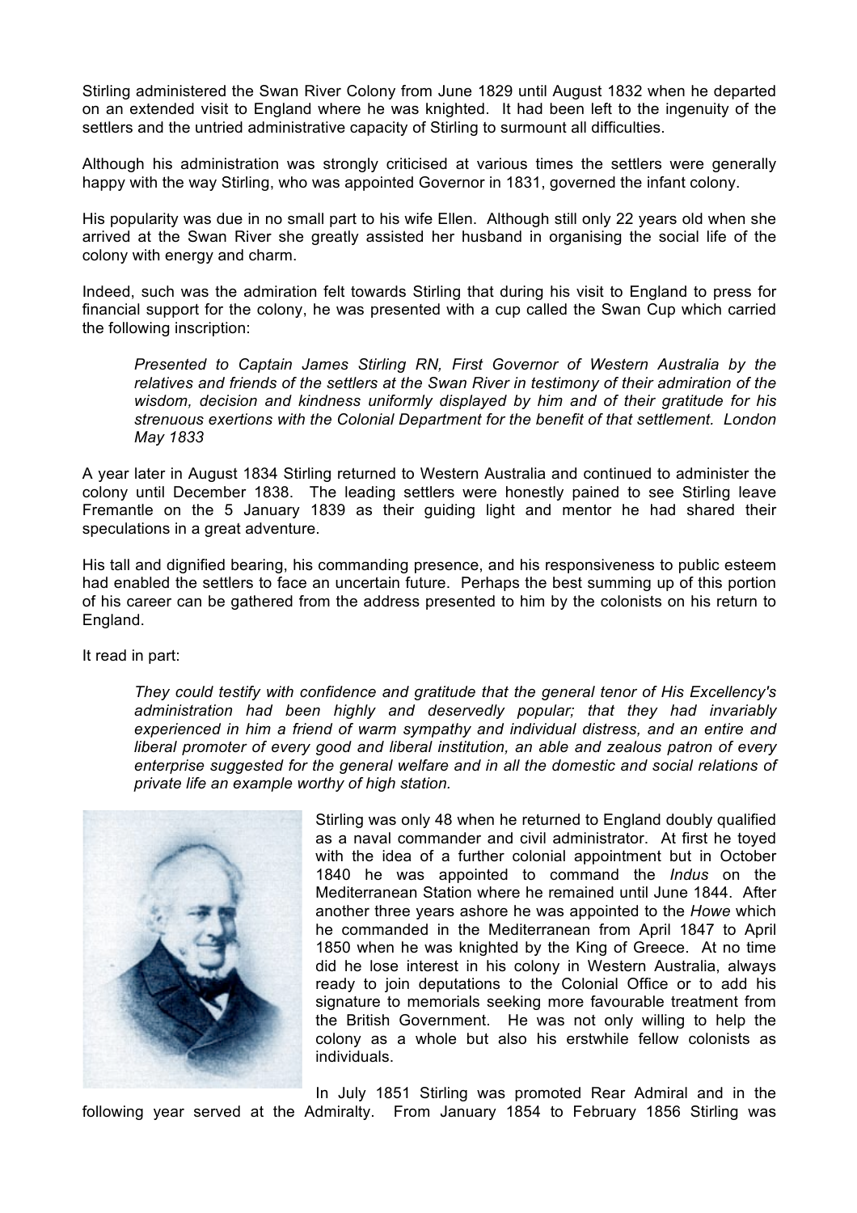Stirling administered the Swan River Colony from June 1829 until August 1832 when he departed on an extended visit to England where he was knighted. It had been left to the ingenuity of the settlers and the untried administrative capacity of Stirling to surmount all difficulties.

Although his administration was strongly criticised at various times the settlers were generally happy with the way Stirling, who was appointed Governor in 1831, governed the infant colony.

His popularity was due in no small part to his wife Ellen. Although still only 22 years old when she arrived at the Swan River she greatly assisted her husband in organising the social life of the colony with energy and charm.

Indeed, such was the admiration felt towards Stirling that during his visit to England to press for financial support for the colony, he was presented with a cup called the Swan Cup which carried the following inscription:

> *Presented to Captain James Stirling RN, First Governor of Western Australia by the relatives and friends of the settlers at the Swan River in testimony of their admiration of the wisdom, decision and kindness uniformly displayed by him and of their gratitude for his strenuous exertions with the Colonial Department for the benefit of that settlement. London May 1833*

A year later in August 1834 Stirling returned to Western Australia and continued to administer the colony until December 1838. The leading settlers were honestly pained to see Stirling leave Fremantle on the 5 January 1839 as their guiding light and mentor he had shared their speculations in a great adventure.

His tall and dignified bearing, his commanding presence, and his responsiveness to public esteem had enabled the settlers to face an uncertain future. Perhaps the best summing up of this portion of his career can be gathered from the address presented to him by the colonists on his return to England.

It read in part:

> *They could testify with confidence and gratitude that the general tenor of His Excellency's administration had been highly and deservedly popular; that they had invariably experienced in him a friend of warm sympathy and individual distress, and an entire and liberal promoter of every good and liberal institution, an able and zealous patron of every enterprise suggested for the general welfare and in all the domestic and social relations of private life an example worthy of high station.*

Stirling was only 48 when he returned to England doubly qualified as a naval commander and civil administrator. At first he toyed with the idea of a further colonial appointment but in October 1840 he was appointed to command the *Indus* on the Mediterranean Station where he remained until June 1844. After another three years ashore he was appointed to the *Howe* which he commanded in the Mediterranean from April 1847 to April 1850 when he was knighted by the King of Greece. At no time did he lose interest in his colony in Western Australia, always ready to join deputations to the Colonial Office or to add his signature to memorials seeking more favourable treatment from the British Government. He was not only willing to help the colony as a whole but also his erstwhile fellow colonists as individuals.

In July 1851 Stirling was promoted Rear Admiral and in the following year served at the Admiralty. From January 1854 to February 1856 Stirling was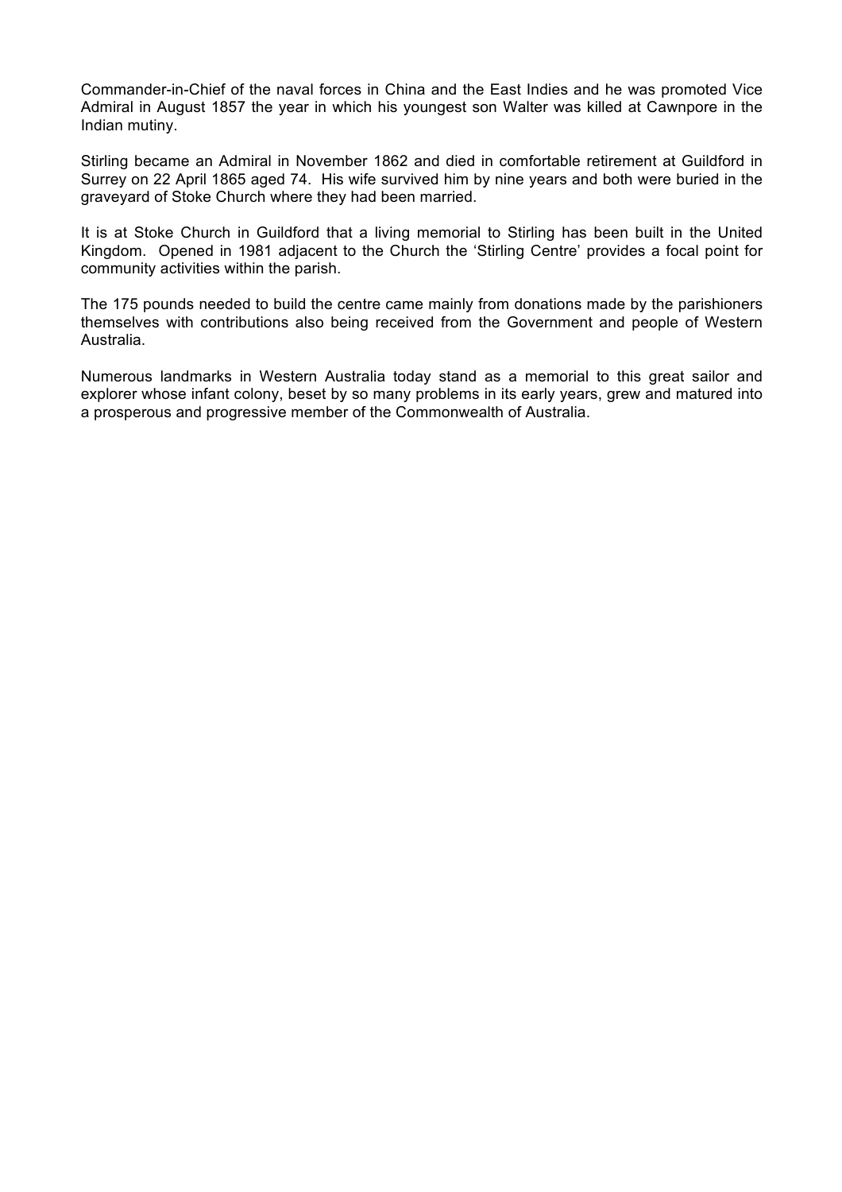Commander-in-Chief of the naval forces in China and the East Indies and he was promoted Vice Admiral in August 1857 the year in which his youngest son Walter was killed at Cawnpore in the Indian mutiny.

Stirling became an Admiral in November 1862 and died in comfortable retirement at Guildford in Surrey on 22 April 1865 aged 74. His wife survived him by nine years and both were buried in the graveyard of Stoke Church where they had been married.

It is at Stoke Church in Guildford that a living memorial to Stirling has been built in the United Kingdom. Opened in 1981 adjacent to the Church the 'Stirling Centre' provides a focal point for community activities within the parish.

The 175 pounds needed to build the centre came mainly from donations made by the parishioners themselves with contributions also being received from the Government and people of Western Australia.

Numerous landmarks in Western Australia today stand as a memorial to this great sailor and explorer whose infant colony, beset by so many problems in its early years, grew and matured into a prosperous and progressive member of the Commonwealth of Australia.